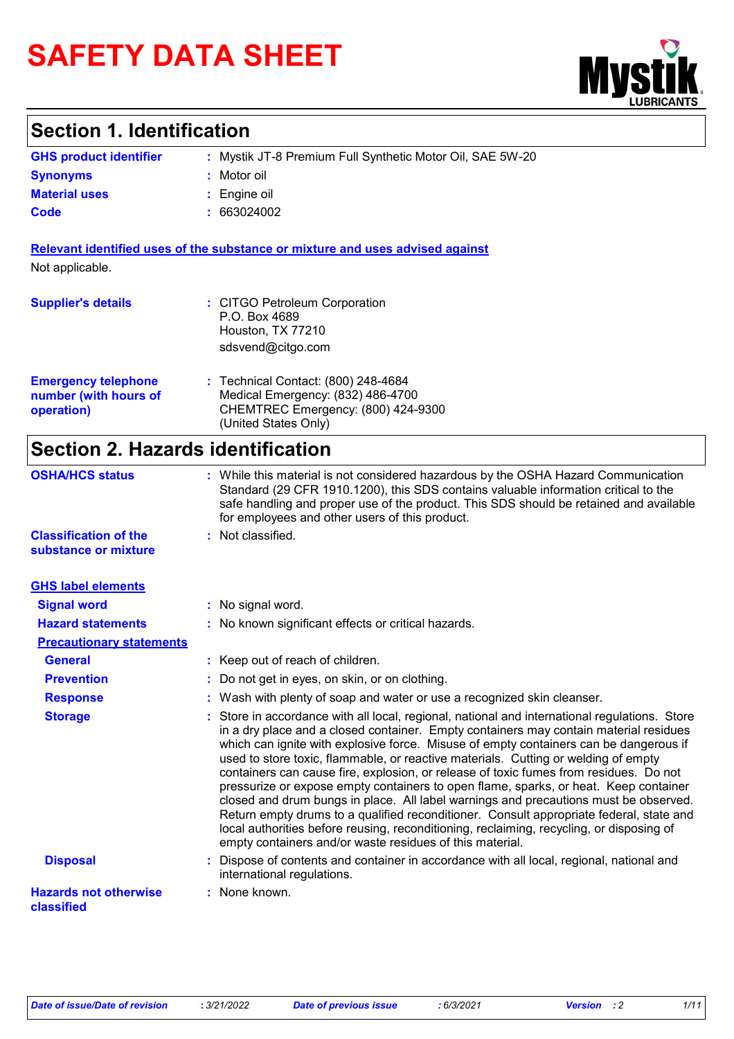# SAFETY DATA SHEET

## Section 1. Identification

| | |
|---|---|
| **GHS product identifier** | : Mystik JT-8 Premium Full Synthetic Motor Oil, SAE 5W-20 |
| **Synonyms** | : Motor oil |
| **Material uses** | : Engine oil |
| **Code** | : 663024002 |

**Relevant identified uses of the substance or mixture and uses advised against**

Not applicable.

**Supplier's details** : CITGO Petroleum Corporation
P.O. Box 4689
Houston, TX 77210
sdsvend@citgo.com

**Emergency telephone number (with hours of operation)** : Technical Contact: (800) 248-4684
Medical Emergency: (832) 486-4700
CHEMTREC Emergency: (800) 424-9300
(United States Only)

## Section 2. Hazards identification

**OSHA/HCS status** : While this material is not considered hazardous by the OSHA Hazard Communication Standard (29 CFR 1910.1200), this SDS contains valuable information critical to the safe handling and proper use of the product. This SDS should be retained and available for employees and other users of this product.

**Classification of the substance or mixture** : Not classified.

**GHS label elements**

**Signal word** : No signal word.

**Hazard statements** : No known significant effects or critical hazards.

**Precautionary statements**

**General** : Keep out of reach of children.

**Prevention** : Do not get in eyes, on skin, or on clothing.

**Response** : Wash with plenty of soap and water or use a recognized skin cleanser.

**Storage** : Store in accordance with all local, regional, national and international regulations. Store in a dry place and a closed container. Empty containers may contain material residues which can ignite with explosive force. Misuse of empty containers can be dangerous if used to store toxic, flammable, or reactive materials. Cutting or welding of empty containers can cause fire, explosion, or release of toxic fumes from residues. Do not pressurize or expose empty containers to open flame, sparks, or heat. Keep container closed and drum bungs in place. All label warnings and precautions must be observed. Return empty drums to a qualified reconditioner. Consult appropriate federal, state and local authorities before reusing, reconditioning, reclaiming, recycling, or disposing of empty containers and/or waste residues of this material.

**Disposal** : Dispose of contents and container in accordance with all local, regional, national and international regulations.

**Hazards not otherwise classified** : None known.

*Date of issue/Date of revision* : 3/21/2022 *Date of previous issue* : 6/3/2021 *Version* : 2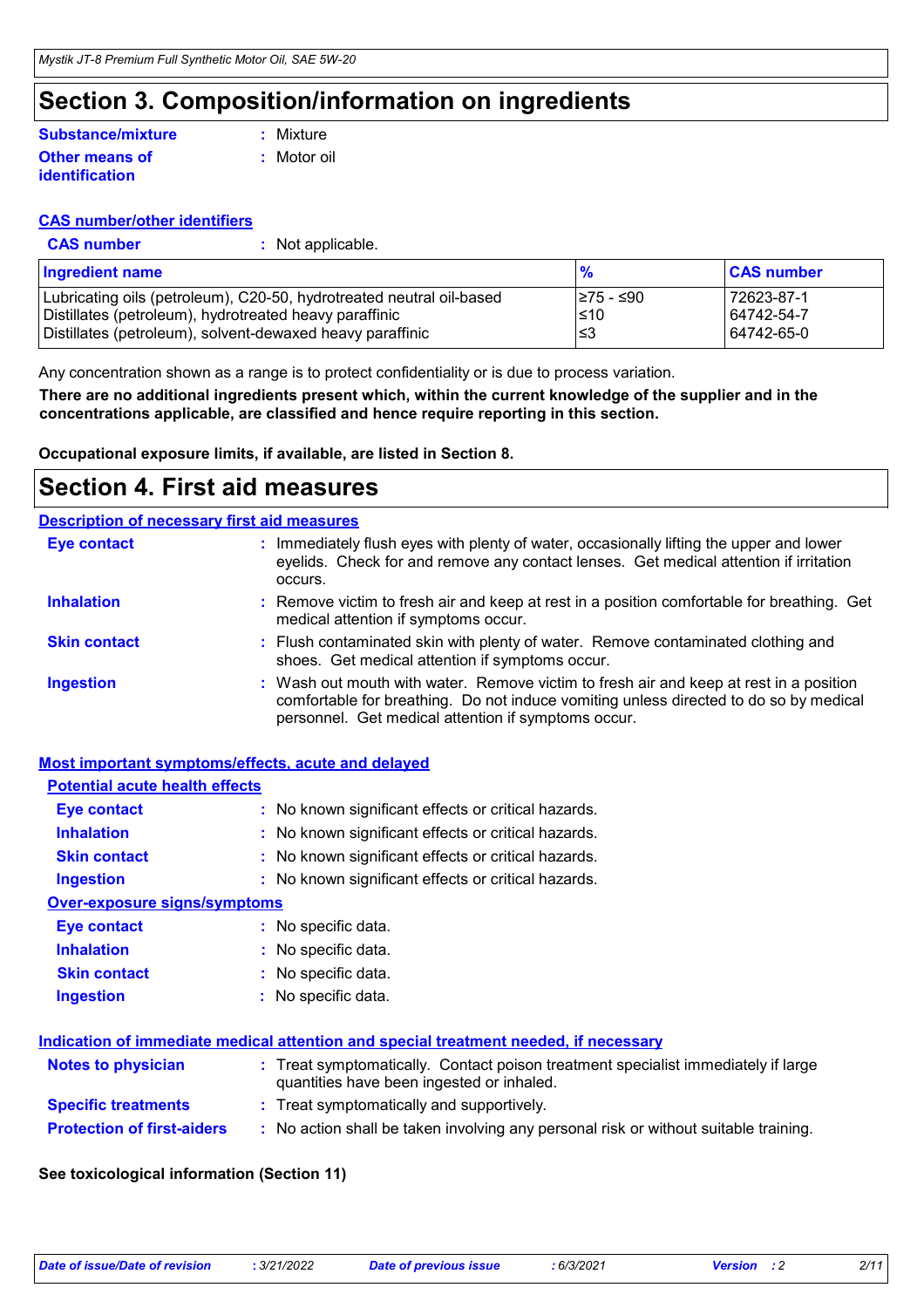# Section 3. Composition/information on ingredients

**Substance/mixture** : Mixture

**Other means of identification** : Motor oil

**CAS number/other identifiers**

**CAS number** : Not applicable.

| Ingredient name | % | CAS number |
| --- | --- | --- |
| Lubricating oils (petroleum), C20-50, hydrotreated neutral oil-based | ≥75 - ≤90 | 72623-87-1 |
| Distillates (petroleum), hydrotreated heavy paraffinic | ≤10 | 64742-54-7 |
| Distillates (petroleum), solvent-dewaxed heavy paraffinic | ≤3 | 64742-65-0 |

Any concentration shown as a range is to protect confidentiality or is due to process variation.

**There are no additional ingredients present which, within the current knowledge of the supplier and in the concentrations applicable, are classified and hence require reporting in this section.**

**Occupational exposure limits, if available, are listed in Section 8.**

# Section 4. First aid measures

**Description of necessary first aid measures**

**Eye contact** : Immediately flush eyes with plenty of water, occasionally lifting the upper and lower eyelids. Check for and remove any contact lenses. Get medical attention if irritation occurs.

**Inhalation** : Remove victim to fresh air and keep at rest in a position comfortable for breathing. Get medical attention if symptoms occur.

**Skin contact** : Flush contaminated skin with plenty of water. Remove contaminated clothing and shoes. Get medical attention if symptoms occur.

**Ingestion** : Wash out mouth with water. Remove victim to fresh air and keep at rest in a position comfortable for breathing. Do not induce vomiting unless directed to do so by medical personnel. Get medical attention if symptoms occur.

**Most important symptoms/effects, acute and delayed**

**Potential acute health effects**

**Eye contact** : No known significant effects or critical hazards.

**Inhalation** : No known significant effects or critical hazards.

**Skin contact** : No known significant effects or critical hazards.

**Ingestion** : No known significant effects or critical hazards.

**Over-exposure signs/symptoms**

**Eye contact** : No specific data.

**Inhalation** : No specific data.

**Skin contact** : No specific data.

**Ingestion** : No specific data.

**Indication of immediate medical attention and special treatment needed, if necessary**

**Notes to physician** : Treat symptomatically. Contact poison treatment specialist immediately if large quantities have been ingested or inhaled.

**Specific treatments** : Treat symptomatically and supportively.

**Protection of first-aiders** : No action shall be taken involving any personal risk or without suitable training.

**See toxicological information (Section 11)**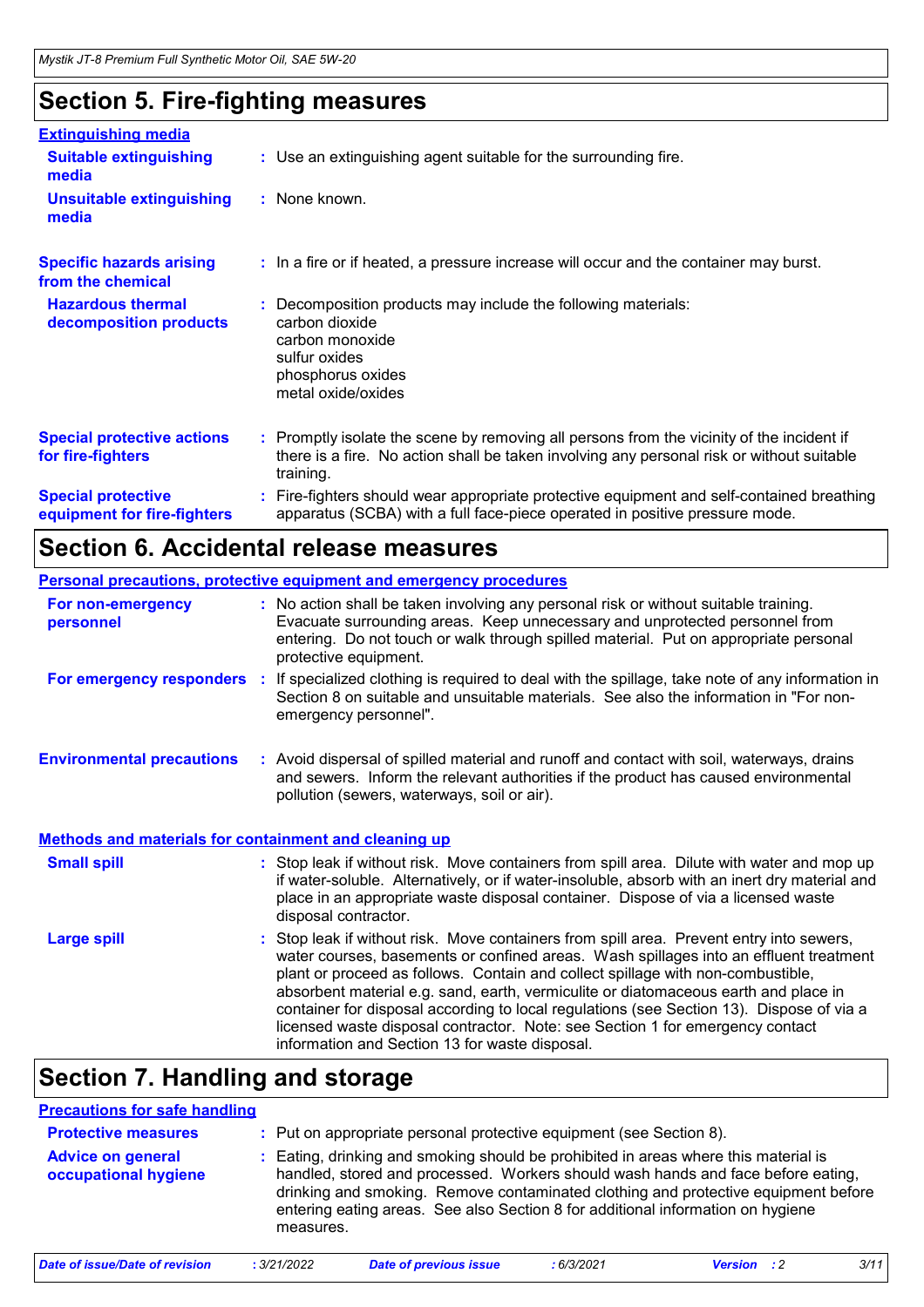## Section 5. Fire-fighting measures

### Extinguishing media

| | |
|---|---|
| **Suitable extinguishing media** | : Use an extinguishing agent suitable for the surrounding fire. |
| **Unsuitable extinguishing media** | : None known. |
| **Specific hazards arising from the chemical** | : In a fire or if heated, a pressure increase will occur and the container may burst. |
| **Hazardous thermal decomposition products** | : Decomposition products may include the following materials: carbon dioxide carbon monoxide sulfur oxides phosphorus oxides metal oxide/oxides |
| **Special protective actions for fire-fighters** | : Promptly isolate the scene by removing all persons from the vicinity of the incident if there is a fire. No action shall be taken involving any personal risk or without suitable training. |
| **Special protective equipment for fire-fighters** | : Fire-fighters should wear appropriate protective equipment and self-contained breathing apparatus (SCBA) with a full face-piece operated in positive pressure mode. |

## Section 6. Accidental release measures

### Personal precautions, protective equipment and emergency procedures

| | |
|---|---|
| **For non-emergency personnel** | : No action shall be taken involving any personal risk or without suitable training. Evacuate surrounding areas. Keep unnecessary and unprotected personnel from entering. Do not touch or walk through spilled material. Put on appropriate personal protective equipment. |
| **For emergency responders** | : If specialized clothing is required to deal with the spillage, take note of any information in Section 8 on suitable and unsuitable materials. See also the information in "For non-emergency personnel". |
| **Environmental precautions** | : Avoid dispersal of spilled material and runoff and contact with soil, waterways, drains and sewers. Inform the relevant authorities if the product has caused environmental pollution (sewers, waterways, soil or air). |

### Methods and materials for containment and cleaning up

| | |
|---|---|
| **Small spill** | : Stop leak if without risk. Move containers from spill area. Dilute with water and mop up if water-soluble. Alternatively, or if water-insoluble, absorb with an inert dry material and place in an appropriate waste disposal container. Dispose of via a licensed waste disposal contractor. |
| **Large spill** | : Stop leak if without risk. Move containers from spill area. Prevent entry into sewers, water courses, basements or confined areas. Wash spillages into an effluent treatment plant or proceed as follows. Contain and collect spillage with non-combustible, absorbent material e.g. sand, earth, vermiculite or diatomaceous earth and place in container for disposal according to local regulations (see Section 13). Dispose of via a licensed waste disposal contractor. Note: see Section 1 for emergency contact information and Section 13 for waste disposal. |

## Section 7. Handling and storage

### Precautions for safe handling

| | |
|---|---|
| **Protective measures** | : Put on appropriate personal protective equipment (see Section 8). |
| **Advice on general occupational hygiene** | : Eating, drinking and smoking should be prohibited in areas where this material is handled, stored and processed. Workers should wash hands and face before eating, drinking and smoking. Remove contaminated clothing and protective equipment before entering eating areas. See also Section 8 for additional information on hygiene measures. |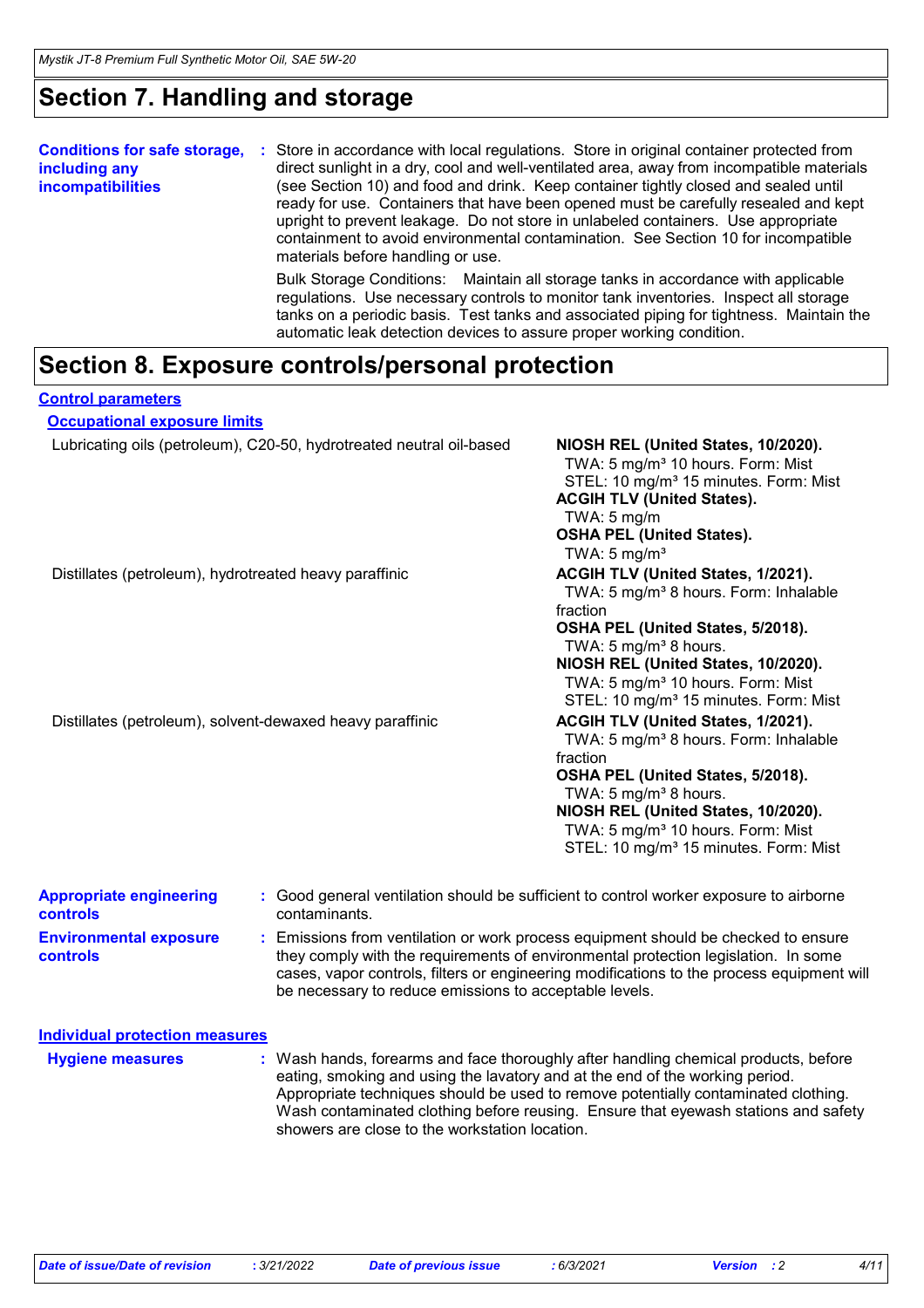# Section 7. Handling and storage

**Conditions for safe storage, including any incompatibilities** : Store in accordance with local regulations. Store in original container protected from direct sunlight in a dry, cool and well-ventilated area, away from incompatible materials (see Section 10) and food and drink. Keep container tightly closed and sealed until ready for use. Containers that have been opened must be carefully resealed and kept upright to prevent leakage. Do not store in unlabeled containers. Use appropriate containment to avoid environmental contamination. See Section 10 for incompatible materials before handling or use.

Bulk Storage Conditions: Maintain all storage tanks in accordance with applicable regulations. Use necessary controls to monitor tank inventories. Inspect all storage tanks on a periodic basis. Test tanks and associated piping for tightness. Maintain the automatic leak detection devices to assure proper working condition.

# Section 8. Exposure controls/personal protection

## Control parameters

### Occupational exposure limits

| Ingredient name | Exposure limits |
|---|---|
| Lubricating oils (petroleum), C20-50, hydrotreated neutral oil-based | **NIOSH REL (United States, 10/2020).**<br>TWA: 5 mg/m³ 10 hours. Form: Mist<br>STEL: 10 mg/m³ 15 minutes. Form: Mist<br>**ACGIH TLV (United States).**<br>TWA: 5 mg/m<br>**OSHA PEL (United States).**<br>TWA: 5 mg/m³ |
| Distillates (petroleum), hydrotreated heavy paraffinic | **ACGIH TLV (United States, 1/2021).**<br>TWA: 5 mg/m³ 8 hours. Form: Inhalable fraction<br>**OSHA PEL (United States, 5/2018).**<br>TWA: 5 mg/m³ 8 hours.<br>**NIOSH REL (United States, 10/2020).**<br>TWA: 5 mg/m³ 10 hours. Form: Mist<br>STEL: 10 mg/m³ 15 minutes. Form: Mist |
| Distillates (petroleum), solvent-dewaxed heavy paraffinic | **ACGIH TLV (United States, 1/2021).**<br>TWA: 5 mg/m³ 8 hours. Form: Inhalable fraction<br>**OSHA PEL (United States, 5/2018).**<br>TWA: 5 mg/m³ 8 hours.<br>**NIOSH REL (United States, 10/2020).**<br>TWA: 5 mg/m³ 10 hours. Form: Mist<br>STEL: 10 mg/m³ 15 minutes. Form: Mist |

**Appropriate engineering controls** : Good general ventilation should be sufficient to control worker exposure to airborne contaminants.

**Environmental exposure controls** : Emissions from ventilation or work process equipment should be checked to ensure they comply with the requirements of environmental protection legislation. In some cases, vapor controls, filters or engineering modifications to the process equipment will be necessary to reduce emissions to acceptable levels.

## Individual protection measures

**Hygiene measures** : Wash hands, forearms and face thoroughly after handling chemical products, before eating, smoking and using the lavatory and at the end of the working period. Appropriate techniques should be used to remove potentially contaminated clothing. Wash contaminated clothing before reusing. Ensure that eyewash stations and safety showers are close to the workstation location.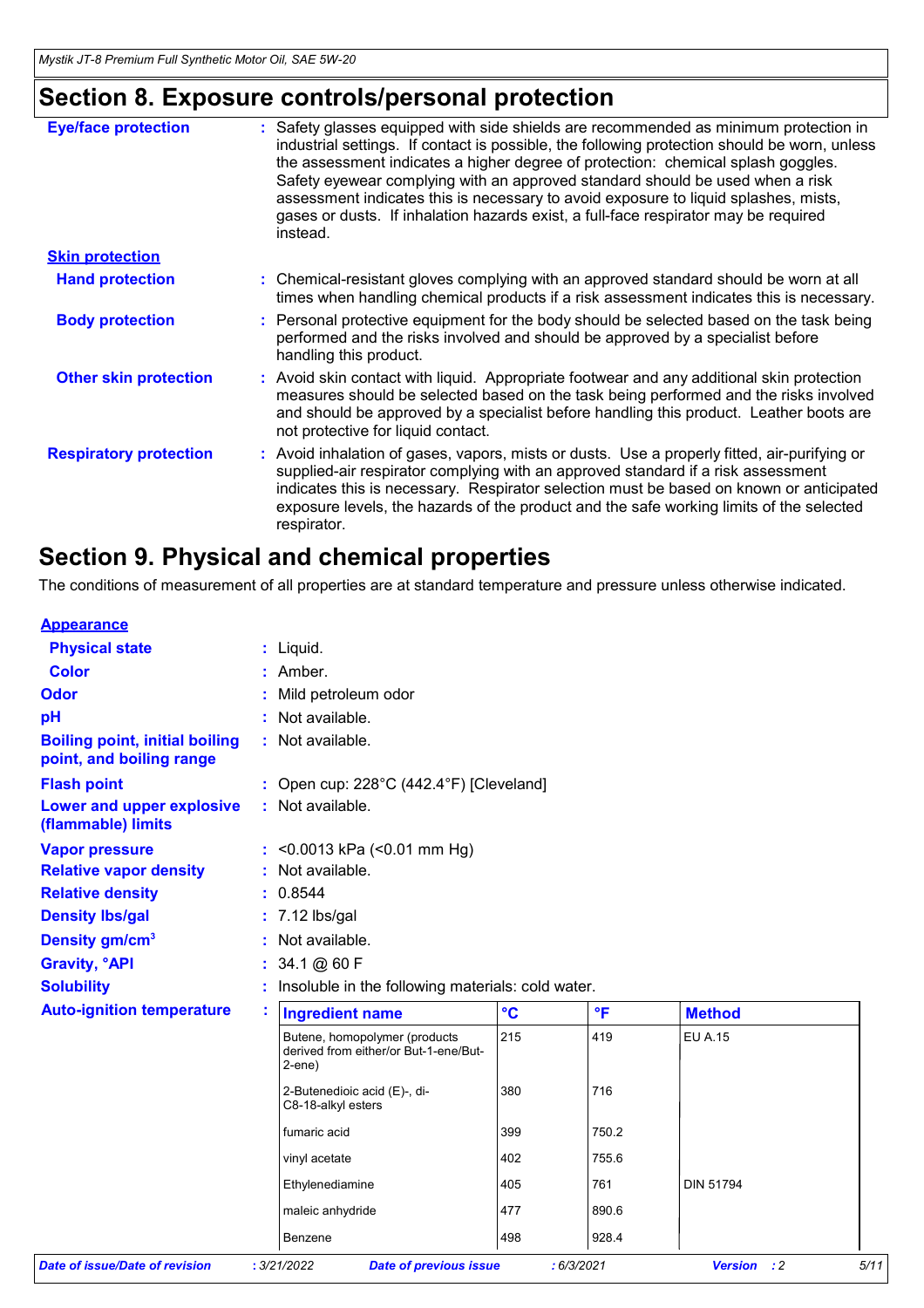## Section 8. Exposure controls/personal protection

| | |
|---|---|
| **Eye/face protection** | : Safety glasses equipped with side shields are recommended as minimum protection in industrial settings. If contact is possible, the following protection should be worn, unless the assessment indicates a higher degree of protection: chemical splash goggles. Safety eyewear complying with an approved standard should be used when a risk assessment indicates this is necessary to avoid exposure to liquid splashes, mists, gases or dusts. If inhalation hazards exist, a full-face respirator may be required instead. |

**Skin protection**

| | |
|---|---|
| **Hand protection** | : Chemical-resistant gloves complying with an approved standard should be worn at all times when handling chemical products if a risk assessment indicates this is necessary. |
| **Body protection** | : Personal protective equipment for the body should be selected based on the task being performed and the risks involved and should be approved by a specialist before handling this product. |
| **Other skin protection** | : Avoid skin contact with liquid. Appropriate footwear and any additional skin protection measures should be selected based on the task being performed and the risks involved and should be approved by a specialist before handling this product. Leather boots are not protective for liquid contact. |
| **Respiratory protection** | : Avoid inhalation of gases, vapors, mists or dusts. Use a properly fitted, air-purifying or supplied-air respirator complying with an approved standard if a risk assessment indicates this is necessary. Respirator selection must be based on known or anticipated exposure levels, the hazards of the product and the safe working limits of the selected respirator. |

## Section 9. Physical and chemical properties

The conditions of measurement of all properties are at standard temperature and pressure unless otherwise indicated.

**Appearance**

| | |
|---|---|
| **Physical state** | : Liquid. |
| **Color** | : Amber. |
| **Odor** | : Mild petroleum odor |
| **pH** | : Not available. |
| **Boiling point, initial boiling point, and boiling range** | : Not available. |
| **Flash point** | : Open cup: 228°C (442.4°F) [Cleveland] |
| **Lower and upper explosive (flammable) limits** | : Not available. |
| **Vapor pressure** | : <0.0013 kPa (<0.01 mm Hg) |
| **Relative vapor density** | : Not available. |
| **Relative density** | : 0.8544 |
| **Density lbs/gal** | : 7.12 lbs/gal |
| **Density gm/cm³** | : Not available. |
| **Gravity, °API** | : 34.1 @ 60 F |
| **Solubility** | : Insoluble in the following materials: cold water. |

**Auto-ignition temperature** :

| Ingredient name | °C | °F | Method |
|---|---|---|---|
| Butene, homopolymer (products derived from either/or But-1-ene/But-2-ene) | 215 | 419 | EU A.15 |
| 2-Butenedioic acid (E)-, di-C8-18-alkyl esters | 380 | 716 | |
| fumaric acid | 399 | 750.2 | |
| vinyl acetate | 402 | 755.6 | |
| Ethylenediamine | 405 | 761 | DIN 51794 |
| maleic anhydride | 477 | 890.6 | |
| Benzene | 498 | 928.4 | |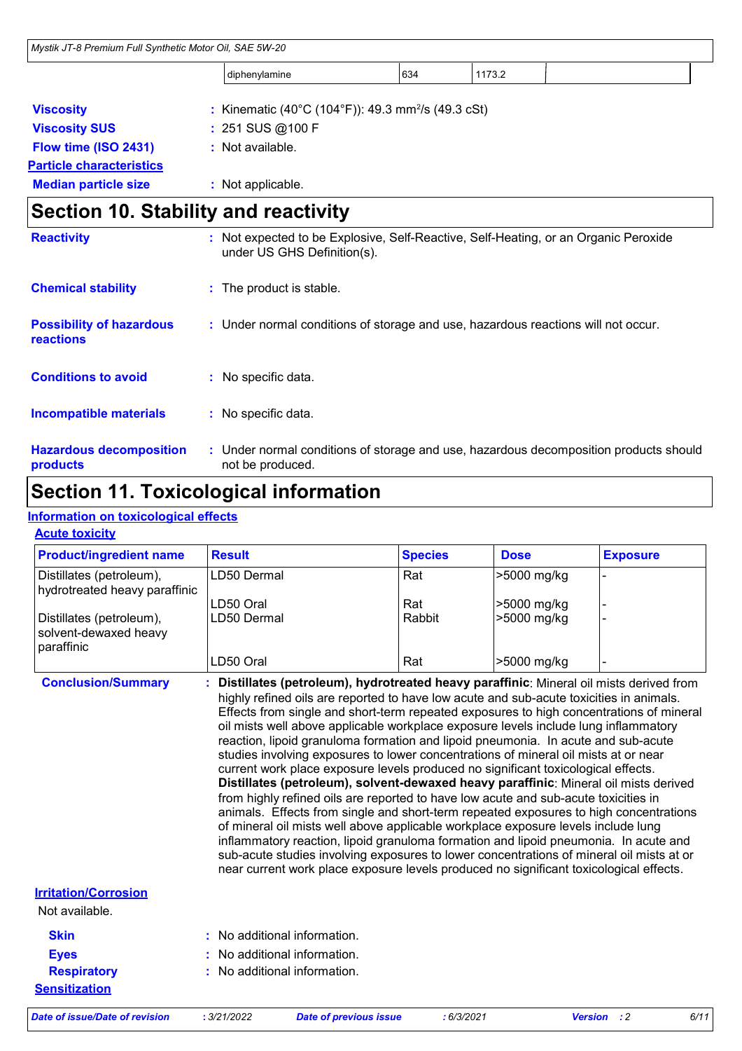| | diphenylamine | 634 | 1173.2 | |
|---|---|---|---|---|

**Viscosity** : Kinematic (40°C (104°F)): 49.3 $mm^2/s$ (49.3 cSt)

**Viscosity SUS** : 251 SUS @100 F

**Flow time (ISO 2431)** : Not available.

**Particle characteristics**

**Median particle size** : Not applicable.

## Section 10. Stability and reactivity

**Reactivity** : Not expected to be Explosive, Self-Reactive, Self-Heating, or an Organic Peroxide under US GHS Definition(s).

**Chemical stability** : The product is stable.

**Possibility of hazardous reactions** : Under normal conditions of storage and use, hazardous reactions will not occur.

**Conditions to avoid** : No specific data.

**Incompatible materials** : No specific data.

**Hazardous decomposition products** : Under normal conditions of storage and use, hazardous decomposition products should not be produced.

## Section 11. Toxicological information

**Information on toxicological effects**

**Acute toxicity**

| Product/ingredient name | Result | Species | Dose | Exposure |
|---|---|---|---|---|
| Distillates (petroleum), hydrotreated heavy paraffinic | LD50 Dermal | Rat | >5000 mg/kg | - |
| | LD50 Oral | Rat | >5000 mg/kg | - |
| Distillates (petroleum), solvent-dewaxed heavy paraffinic | LD50 Dermal | Rabbit | >5000 mg/kg | - |
| | LD50 Oral | Rat | >5000 mg/kg | - |

**Conclusion/Summary** : **Distillates (petroleum), hydrotreated heavy paraffinic**: Mineral oil mists derived from highly refined oils are reported to have low acute and sub-acute toxicities in animals. Effects from single and short-term repeated exposures to high concentrations of mineral oil mists well above applicable workplace exposure levels include lung inflammatory reaction, lipoid granuloma formation and lipoid pneumonia. In acute and sub-acute studies involving exposures to lower concentrations of mineral oil mists at or near current work place exposure levels produced no significant toxicological effects.
**Distillates (petroleum), solvent-dewaxed heavy paraffinic**: Mineral oil mists derived from highly refined oils are reported to have low acute and sub-acute toxicities in animals. Effects from single and short-term repeated exposures to high concentrations of mineral oil mists well above applicable workplace exposure levels include lung inflammatory reaction, lipoid granuloma formation and lipoid pneumonia. In acute and sub-acute studies involving exposures to lower concentrations of mineral oil mists at or near current work place exposure levels produced no significant toxicological effects.

**Irritation/Corrosion**

Not available.

**Skin** : No additional information.

**Eyes** : No additional information.

**Respiratory** : No additional information.

**Sensitization**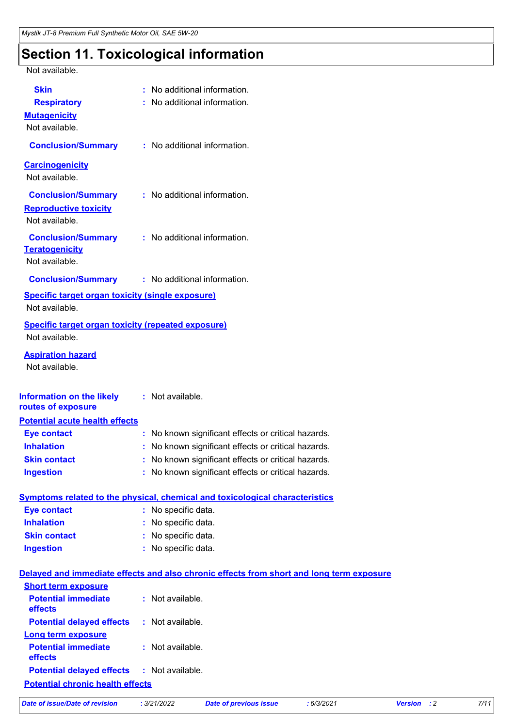# Section 11. Toxicological information

Not available.

**Skin** : No additional information.

**Respiratory** : No additional information.

**Mutagenicity**

Not available.

**Conclusion/Summary** : No additional information.

**Carcinogenicity**

Not available.

**Conclusion/Summary** : No additional information.

**Reproductive toxicity**

Not available.

**Conclusion/Summary** : No additional information.

**Teratogenicity**

Not available.

**Conclusion/Summary** : No additional information.

**Specific target organ toxicity (single exposure)**

Not available.

**Specific target organ toxicity (repeated exposure)**

Not available.

**Aspiration hazard**

Not available.

**Information on the likely routes of exposure** : Not available.

**Potential acute health effects**

**Eye contact** : No known significant effects or critical hazards.

**Inhalation** : No known significant effects or critical hazards.

**Skin contact** : No known significant effects or critical hazards.

**Ingestion** : No known significant effects or critical hazards.

**Symptoms related to the physical, chemical and toxicological characteristics**

**Eye contact** : No specific data.

**Inhalation** : No specific data.

**Skin contact** : No specific data.

**Ingestion** : No specific data.

**Delayed and immediate effects and also chronic effects from short and long term exposure**

**Short term exposure**

**Potential immediate effects** : Not available.

**Potential delayed effects** : Not available.

**Long term exposure**

**Potential immediate effects** : Not available.

**Potential delayed effects** : Not available.

**Potential chronic health effects**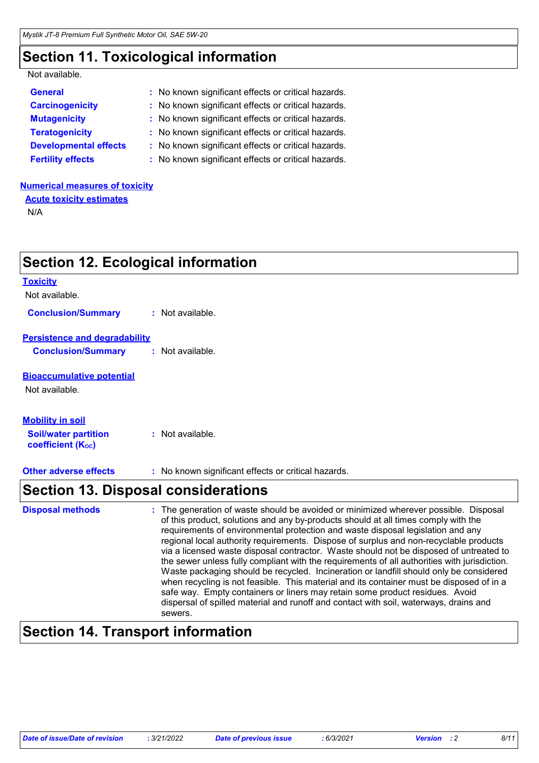## Section 11. Toxicological information

Not available.

| | | |
|---|---|---|
| **General** | : | No known significant effects or critical hazards. |
| **Carcinogenicity** | : | No known significant effects or critical hazards. |
| **Mutagenicity** | : | No known significant effects or critical hazards. |
| **Teratogenicity** | : | No known significant effects or critical hazards. |
| **Developmental effects** | : | No known significant effects or critical hazards. |
| **Fertility effects** | : | No known significant effects or critical hazards. |

**Numerical measures of toxicity**

**Acute toxicity estimates**

N/A

## Section 12. Ecological information

**Toxicity**

Not available.

**Conclusion/Summary** : Not available.

**Persistence and degradability**

**Conclusion/Summary** : Not available.

**Bioaccumulative potential**

Not available.

**Mobility in soil**

**Soil/water partition coefficient ($K_{OC}$)** : Not available.

**Other adverse effects** : No known significant effects or critical hazards.

## Section 13. Disposal considerations

**Disposal methods** : The generation of waste should be avoided or minimized wherever possible. Disposal of this product, solutions and any by-products should at all times comply with the requirements of environmental protection and waste disposal legislation and any regional local authority requirements. Dispose of surplus and non-recyclable products via a licensed waste disposal contractor. Waste should not be disposed of untreated to the sewer unless fully compliant with the requirements of all authorities with jurisdiction. Waste packaging should be recycled. Incineration or landfill should only be considered when recycling is not feasible. This material and its container must be disposed of in a safe way. Empty containers or liners may retain some product residues. Avoid dispersal of spilled material and runoff and contact with soil, waterways, drains and sewers.

## Section 14. Transport information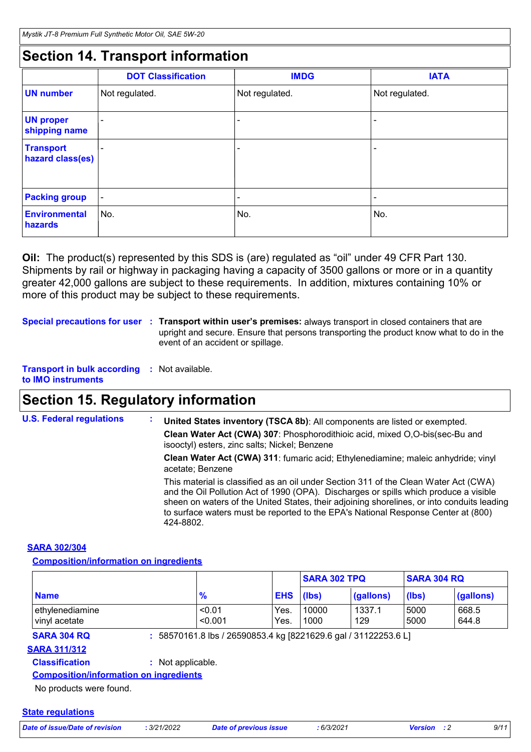## Section 14. Transport information

| | DOT Classification | IMDG | IATA |
|---|---|---|---|
| **UN number** | Not regulated. | Not regulated. | Not regulated. |
| **UN proper shipping name** | - | - | - |
| **Transport hazard class(es)** | - | - | - |
| **Packing group** | - | - | - |
| **Environmental hazards** | No. | No. | No. |

**Oil:** The product(s) represented by this SDS is (are) regulated as "oil" under 49 CFR Part 130. Shipments by rail or highway in packaging having a capacity of 3500 gallons or more or in a quantity greater 42,000 gallons are subject to these requirements. In addition, mixtures containing 10% or more of this product may be subject to these requirements.

**Special precautions for user** : **Transport within user's premises:** always transport in closed containers that are upright and secure. Ensure that persons transporting the product know what to do in the event of an accident or spillage.

**Transport in bulk according to IMO instruments** : Not available.

## Section 15. Regulatory information

**U.S. Federal regulations** :

**United States inventory (TSCA 8b)**: All components are listed or exempted.

**Clean Water Act (CWA) 307**: Phosphorodithioic acid, mixed O,O-bis(sec-Bu and isooctyl) esters, zinc salts; Nickel; Benzene

**Clean Water Act (CWA) 311**: fumaric acid; Ethylenediamine; maleic anhydride; vinyl acetate; Benzene

This material is classified as an oil under Section 311 of the Clean Water Act (CWA) and the Oil Pollution Act of 1990 (OPA). Discharges or spills which produce a visible sheen on waters of the United States, their adjoining shorelines, or into conduits leading to surface waters must be reported to the EPA's National Response Center at (800) 424-8802.

**SARA 302/304**

**Composition/information on ingredients**

| | | | SARA 302 TPQ | | SARA 304 RQ | |
|---|---|---|---|---|---|---|
| **Name** | **%** | **EHS** | **(lbs)** | **(gallons)** | **(lbs)** | **(gallons)** |
| ethylenediamine | <0.01 | Yes. | 10000 | 1337.1 | 5000 | 668.5 |
| vinyl acetate | <0.001 | Yes. | 1000 | 129 | 5000 | 644.8 |

**SARA 304 RQ** : 58570161.8 lbs / 26590853.4 kg [8221629.6 gal / 31122253.6 L]

**SARA 311/312**

**Classification** : Not applicable.

**Composition/information on ingredients**

No products were found.

**State regulations**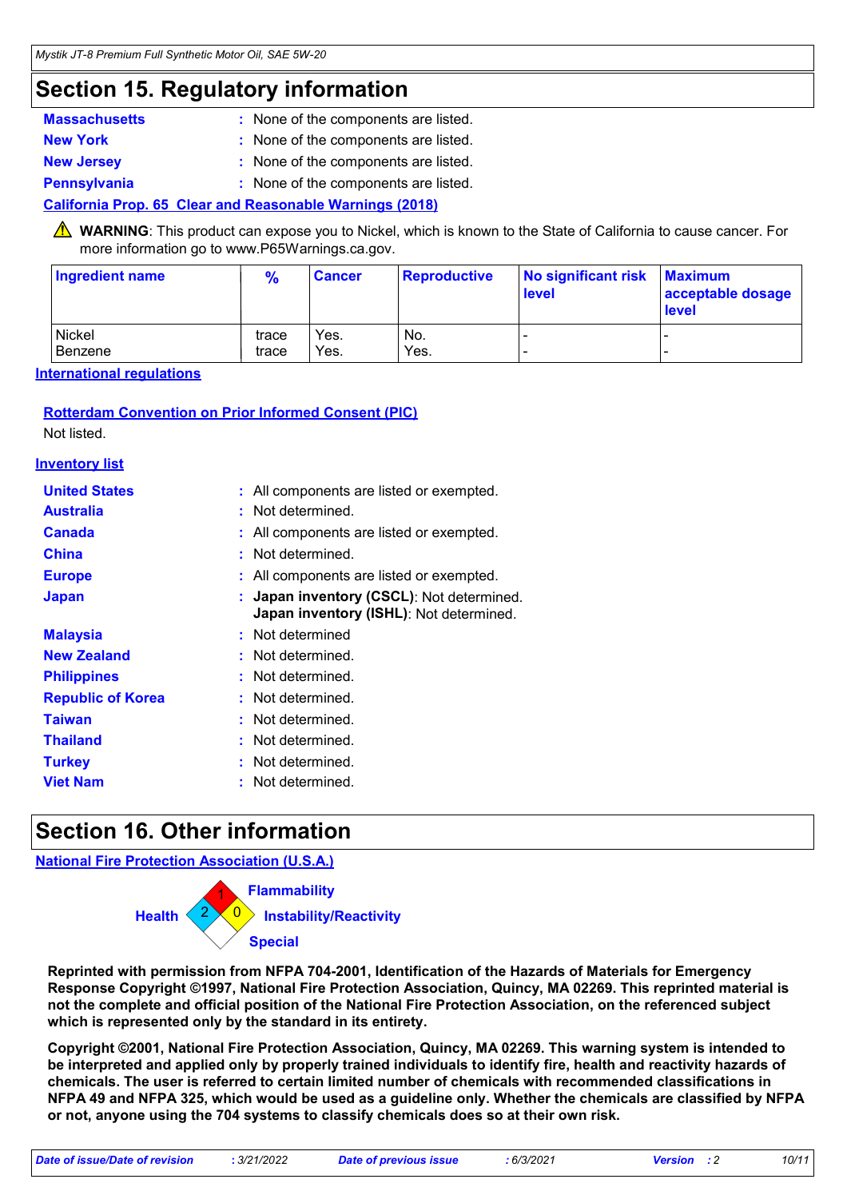## Section 15. Regulatory information

**Massachusetts** : None of the components are listed.

**New York** : None of the components are listed.

**New Jersey** : None of the components are listed.

**Pennsylvania** : None of the components are listed.

**California Prop. 65 Clear and Reasonable Warnings (2018)**

⚠ **WARNING**: This product can expose you to Nickel, which is known to the State of California to cause cancer. For more information go to www.P65Warnings.ca.gov.

| Ingredient name | % | Cancer | Reproductive | No significant risk level | Maximum acceptable dosage level |
|---|---|---|---|---|---|
| Nickel | trace | Yes. | No. | - | - |
| Benzene | trace | Yes. | Yes. | - | - |

**International regulations**

**Rotterdam Convention on Prior Informed Consent (PIC)**

Not listed.

**Inventory list**

**United States** : All components are listed or exempted.

**Australia** : Not determined.

**Canada** : All components are listed or exempted.

**China** : Not determined.

**Europe** : All components are listed or exempted.

**Japan** : **Japan inventory (CSCL)**: Not determined.
**Japan inventory (ISHL)**: Not determined.

**Malaysia** : Not determined

**New Zealand** : Not determined.

**Philippines** : Not determined.

**Republic of Korea** : Not determined.

**Taiwan** : Not determined.

**Thailand** : Not determined.

**Turkey** : Not determined.

**Viet Nam** : Not determined.

## Section 16. Other information

**National Fire Protection Association (U.S.A.)**

Health: 2
Flammability: 1
Instability/Reactivity: 0
Special:

**Reprinted with permission from NFPA 704-2001, Identification of the Hazards of Materials for Emergency Response Copyright ©1997, National Fire Protection Association, Quincy, MA 02269. This reprinted material is not the complete and official position of the National Fire Protection Association, on the referenced subject which is represented only by the standard in its entirety.**

**Copyright ©2001, National Fire Protection Association, Quincy, MA 02269. This warning system is intended to be interpreted and applied only by properly trained individuals to identify fire, health and reactivity hazards of chemicals. The user is referred to certain limited number of chemicals with recommended classifications in NFPA 49 and NFPA 325, which would be used as a guideline only. Whether the chemicals are classified by NFPA or not, anyone using the 704 systems to classify chemicals does so at their own risk.**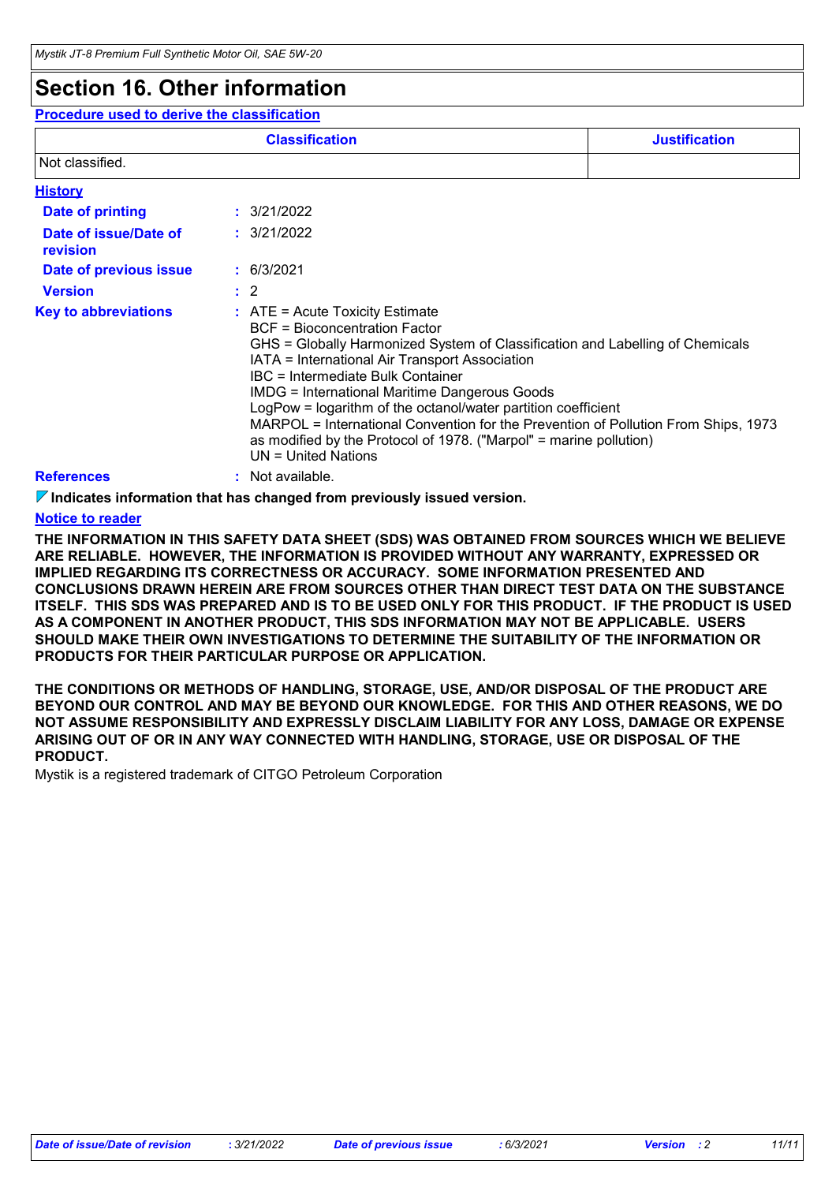# Section 16. Other information

**Procedure used to derive the classification**

| Classification | Justification |
|---|---|
| Not classified. | |

**History**

**Date of printing** : 3/21/2022

**Date of issue/Date of revision** : 3/21/2022

**Date of previous issue** : 6/3/2021

**Version** : 2

**Key to abbreviations** : ATE = Acute Toxicity Estimate
BCF = Bioconcentration Factor
GHS = Globally Harmonized System of Classification and Labelling of Chemicals
IATA = International Air Transport Association
IBC = Intermediate Bulk Container
IMDG = International Maritime Dangerous Goods
LogPow = logarithm of the octanol/water partition coefficient
MARPOL = International Convention for the Prevention of Pollution From Ships, 1973 as modified by the Protocol of 1978. ("Marpol" = marine pollution)
UN = United Nations

**References** : Not available.

**Indicates information that has changed from previously issued version.**

**Notice to reader**

**THE INFORMATION IN THIS SAFETY DATA SHEET (SDS) WAS OBTAINED FROM SOURCES WHICH WE BELIEVE ARE RELIABLE. HOWEVER, THE INFORMATION IS PROVIDED WITHOUT ANY WARRANTY, EXPRESSED OR IMPLIED REGARDING ITS CORRECTNESS OR ACCURACY. SOME INFORMATION PRESENTED AND CONCLUSIONS DRAWN HEREIN ARE FROM SOURCES OTHER THAN DIRECT TEST DATA ON THE SUBSTANCE ITSELF. THIS SDS WAS PREPARED AND IS TO BE USED ONLY FOR THIS PRODUCT. IF THE PRODUCT IS USED AS A COMPONENT IN ANOTHER PRODUCT, THIS SDS INFORMATION MAY NOT BE APPLICABLE. USERS SHOULD MAKE THEIR OWN INVESTIGATIONS TO DETERMINE THE SUITABILITY OF THE INFORMATION OR PRODUCTS FOR THEIR PARTICULAR PURPOSE OR APPLICATION.**

**THE CONDITIONS OR METHODS OF HANDLING, STORAGE, USE, AND/OR DISPOSAL OF THE PRODUCT ARE BEYOND OUR CONTROL AND MAY BE BEYOND OUR KNOWLEDGE. FOR THIS AND OTHER REASONS, WE DO NOT ASSUME RESPONSIBILITY AND EXPRESSLY DISCLAIM LIABILITY FOR ANY LOSS, DAMAGE OR EXPENSE ARISING OUT OF OR IN ANY WAY CONNECTED WITH HANDLING, STORAGE, USE OR DISPOSAL OF THE PRODUCT.**

Mystik is a registered trademark of CITGO Petroleum Corporation